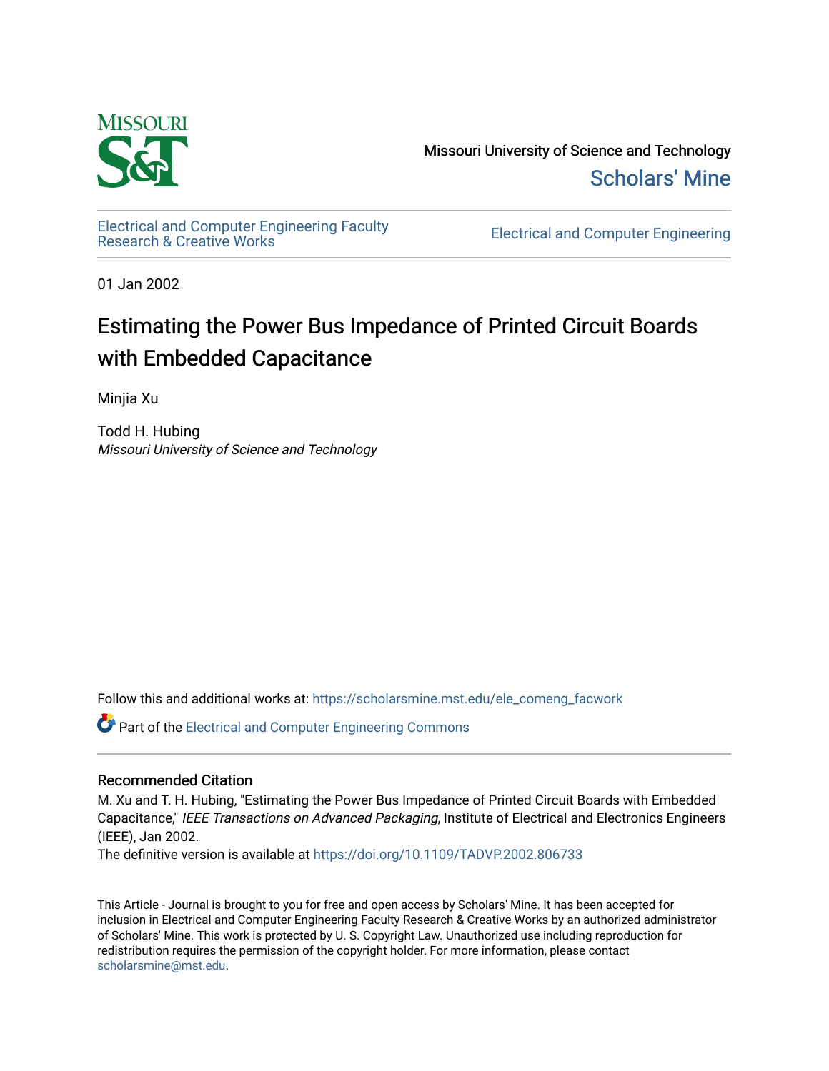Missouri University of Science and Technology

Scholars' Mine

Electrical and Computer Engineering Faculty Research & Creative Works

Electrical and Computer Engineering

01 Jan 2002

# Estimating the Power Bus Impedance of Printed Circuit Boards with Embedded Capacitance

Minjia Xu

Todd H. Hubing
*Missouri University of Science and Technology*

Follow this and additional works at: https://scholarsmine.mst.edu/ele_comeng_facwork

Part of the Electrical and Computer Engineering Commons

## Recommended Citation

M. Xu and T. H. Hubing, "Estimating the Power Bus Impedance of Printed Circuit Boards with Embedded Capacitance," *IEEE Transactions on Advanced Packaging*, Institute of Electrical and Electronics Engineers (IEEE), Jan 2002.

The definitive version is available at https://doi.org/10.1109/TADVP.2002.806733

This Article - Journal is brought to you for free and open access by Scholars' Mine. It has been accepted for inclusion in Electrical and Computer Engineering Faculty Research & Creative Works by an authorized administrator of Scholars' Mine. This work is protected by U. S. Copyright Law. Unauthorized use including reproduction for redistribution requires the permission of the copyright holder. For more information, please contact scholarsmine@mst.edu.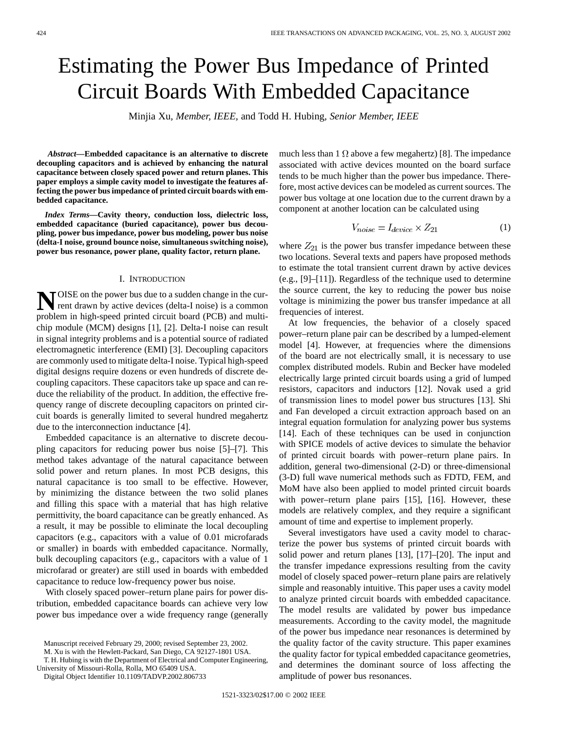# Estimating the Power Bus Impedance of Printed Circuit Boards With Embedded Capacitance

Minjia Xu, *Member, IEEE*, and Todd H. Hubing, *Senior Member, IEEE*

***Abstract*—Embedded capacitance is an alternative to discrete decoupling capacitors and is achieved by enhancing the natural capacitance between closely spaced power and return planes. This paper employs a simple cavity model to investigate the features affecting the power bus impedance of printed circuit boards with embedded capacitance.**

***Index Terms*—Cavity theory, conduction loss, dielectric loss, embedded capacitance (buried capacitance), power bus decoupling, power bus impedance, power bus modeling, power bus noise (delta-I noise, ground bounce noise, simultaneous switching noise), power bus resonance, power plane, quality factor, return plane.**

## I. Introduction

NOISE on the power bus due to a sudden change in the current drawn by active devices (delta-I noise) is a common problem in high-speed printed circuit board (PCB) and multichip module (MCM) designs [1], [2]. Delta-I noise can result in signal integrity problems and is a potential source of radiated electromagnetic interference (EMI) [3]. Decoupling capacitors are commonly used to mitigate delta-I noise. Typical high-speed digital designs require dozens or even hundreds of discrete decoupling capacitors. These capacitors take up space and can reduce the reliability of the product. In addition, the effective frequency range of discrete decoupling capacitors on printed circuit boards is generally limited to several hundred megahertz due to the interconnection inductance [4].

Embedded capacitance is an alternative to discrete decoupling capacitors for reducing power bus noise [5]–[7]. This method takes advantage of the natural capacitance between solid power and return planes. In most PCB designs, this natural capacitance is too small to be effective. However, by minimizing the distance between the two solid planes and filling this space with a material that has high relative permittivity, the board capacitance can be greatly enhanced. As a result, it may be possible to eliminate the local decoupling capacitors (e.g., capacitors with a value of 0.01 microfarads or smaller) in boards with embedded capacitance. Normally, bulk decoupling capacitors (e.g., capacitors with a value of 1 microfarad or greater) are still used in boards with embedded capacitance to reduce low-frequency power bus noise.

With closely spaced power–return plane pairs for power distribution, embedded capacitance boards can achieve very low power bus impedance over a wide frequency range (generally much less than 1 $\Omega$ above a few megahertz) [8]. The impedance associated with active devices mounted on the board surface tends to be much higher than the power bus impedance. Therefore, most active devices can be modeled as current sources. The power bus voltage at one location due to the current drawn by a component at another location can be calculated using

$$V_{noise} = I_{device} \times Z_{21} \tag{1}$$

where $Z_{21}$ is the power bus transfer impedance between these two locations. Several texts and papers have proposed methods to estimate the total transient current drawn by active devices (e.g., [9]–[11]). Regardless of the technique used to determine the source current, the key to reducing the power bus noise voltage is minimizing the power bus transfer impedance at all frequencies of interest.

At low frequencies, the behavior of a closely spaced power–return plane pair can be described by a lumped-element model [4]. However, at frequencies where the dimensions of the board are not electrically small, it is necessary to use complex distributed models. Rubin and Becker have modeled electrically large printed circuit boards using a grid of lumped resistors, capacitors and inductors [12]. Novak used a grid of transmission lines to model power bus structures [13]. Shi and Fan developed a circuit extraction approach based on an integral equation formulation for analyzing power bus systems [14]. Each of these techniques can be used in conjunction with SPICE models of active devices to simulate the behavior of printed circuit boards with power–return plane pairs. In addition, general two-dimensional (2-D) or three-dimensional (3-D) full wave numerical methods such as FDTD, FEM, and MoM have also been applied to model printed circuit boards with power–return plane pairs [15], [16]. However, these models are relatively complex, and they require a significant amount of time and expertise to implement properly.

Several investigators have used a cavity model to characterize the power bus systems of printed circuit boards with solid power and return planes [13], [17]–[20]. The input and the transfer impedance expressions resulting from the cavity model of closely spaced power–return plane pairs are relatively simple and reasonably intuitive. This paper uses a cavity model to analyze printed circuit boards with embedded capacitance. The model results are validated by power bus impedance measurements. According to the cavity model, the magnitude of the power bus impedance near resonances is determined by the quality factor of the cavity structure. This paper examines the quality factor for typical embedded capacitance geometries, and determines the dominant source of loss affecting the amplitude of power bus resonances.

Manuscript received February 29, 2000; revised September 23, 2002.

M. Xu is with the Hewlett-Packard, San Diego, CA 92127-1801 USA.

T. H. Hubing is with the Department of Electrical and Computer Engineering, University of Missouri-Rolla, Rolla, MO 65409 USA.

Digital Object Identifier 10.1109/TADVP.2002.806733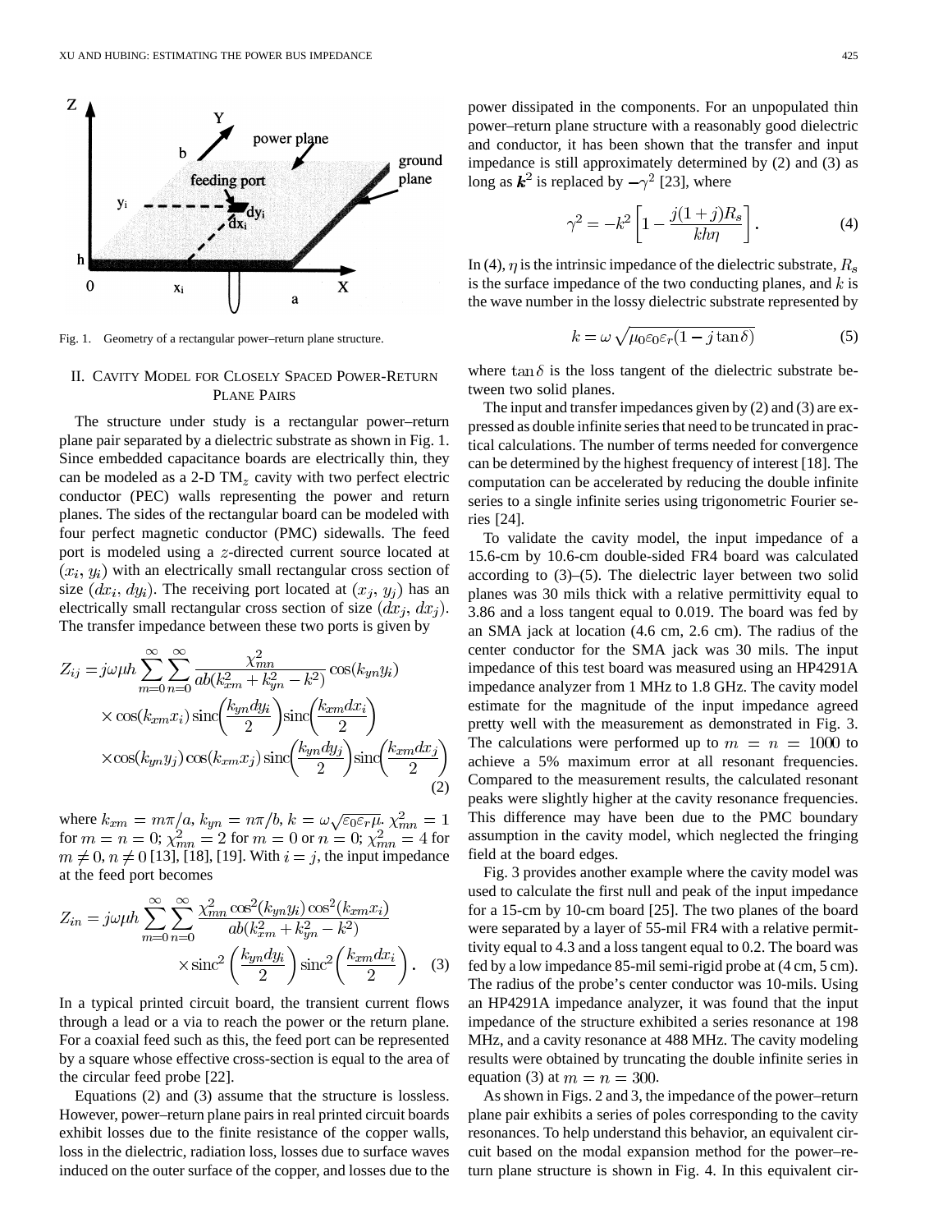Fig. 1. Geometry of a rectangular power–return plane structure.

## II. Cavity Model for Closely Spaced Power-Return Plane Pairs

The structure under study is a rectangular power–return plane pair separated by a dielectric substrate as shown in Fig. 1. Since embedded capacitance boards are electrically thin, they can be modeled as a 2-D $TM_z$ cavity with two perfect electric conductor (PEC) walls representing the power and return planes. The sides of the rectangular board can be modeled with four perfect magnetic conductor (PMC) sidewalls. The feed port is modeled using a $z$-directed current source located at $(x_i, y_i)$ with an electrically small rectangular cross section of size $(dx_i, dy_i)$. The receiving port located at $(x_j, y_j)$ has an electrically small rectangular cross section of size $(dx_j, dx_j)$. The transfer impedance between these two ports is given by

$$Z_{ij} = j\omega\mu h \sum_{m=0}^{\infty}\sum_{n=0}^{\infty} \frac{\chi_{mn}^2}{ab(k_{xm}^2 + k_{yn}^2 - k^2)} \cos(k_{yn}y_i) \times \cos(k_{xm}x_i)\,\mathrm{sinc}\left(\frac{k_{yn}dy_i}{2}\right)\mathrm{sinc}\left(\frac{k_{xm}dx_i}{2}\right) \times \cos(k_{yn}y_j)\cos(k_{xm}x_j)\,\mathrm{sinc}\left(\frac{k_{yn}dy_j}{2}\right)\mathrm{sinc}\left(\frac{k_{xm}dx_j}{2}\right) \quad (2)$$

where $k_{xm} = m\pi/a$, $k_{yn} = n\pi/b$, $k = \omega\sqrt{\varepsilon_0\varepsilon_r\mu}$. $\chi_{mn}^2 = 1$ for $m = n = 0$; $\chi_{mn}^2 = 2$ for $m = 0$ or $n = 0$; $\chi_{mn}^2 = 4$ for $m \neq 0, n \neq 0$ [13], [18], [19]. With $i = j$, the input impedance at the feed port becomes

$$Z_{in} = j\omega\mu h \sum_{m=0}^{\infty}\sum_{n=0}^{\infty} \frac{\chi_{mn}^2 \cos^2(k_{yn}y_i)\cos^2(k_{xm}x_i)}{ab(k_{xm}^2 + k_{yn}^2 - k^2)} \times \mathrm{sinc}^2\left(\frac{k_{yn}dy_i}{2}\right)\mathrm{sinc}^2\left(\frac{k_{xm}dx_i}{2}\right). \quad (3)$$

In a typical printed circuit board, the transient current flows through a lead or a via to reach the power or the return plane. For a coaxial feed such as this, the feed port can be represented by a square whose effective cross-section is equal to the area of the circular feed probe [22].

Equations (2) and (3) assume that the structure is lossless. However, power–return plane pairs in real printed circuit boards exhibit losses due to the finite resistance of the copper walls, loss in the dielectric, radiation loss, losses due to surface waves induced on the outer surface of the copper, and losses due to the power dissipated in the components. For an unpopulated thin power–return plane structure with a reasonably good dielectric and conductor, it has been shown that the transfer and input impedance is still approximately determined by (2) and (3) as long as $\boldsymbol{k}^2$ is replaced by $-\gamma^2$ [23], where

$$\gamma^2 = -k^2\left[1 - \frac{j(1+j)R_s}{kh\eta}\right]. \quad (4)$$

In (4), $\eta$ is the intrinsic impedance of the dielectric substrate, $R_s$ is the surface impedance of the two conducting planes, and $k$ is the wave number in the lossy dielectric substrate represented by

$$k = \omega\sqrt{\mu_0\varepsilon_0\varepsilon_r(1 - j\tan\delta)} \quad (5)$$

where $\tan\delta$ is the loss tangent of the dielectric substrate between two solid planes.

The input and transfer impedances given by (2) and (3) are expressed as double infinite series that need to be truncated in practical calculations. The number of terms needed for convergence can be determined by the highest frequency of interest [18]. The computation can be accelerated by reducing the double infinite series to a single infinite series using trigonometric Fourier series [24].

To validate the cavity model, the input impedance of a 15.6-cm by 10.6-cm double-sided FR4 board was calculated according to (3)–(5). The dielectric layer between two solid planes was 30 mils thick with a relative permittivity equal to 3.86 and a loss tangent equal to 0.019. The board was fed by an SMA jack at location (4.6 cm, 2.6 cm). The radius of the center conductor for the SMA jack was 30 mils. The input impedance of this test board was measured using an HP4291A impedance analyzer from 1 MHz to 1.8 GHz. The cavity model estimate for the magnitude of the input impedance agreed pretty well with the measurement as demonstrated in Fig. 3. The calculations were performed up to $m = n = 1000$ to achieve a 5% maximum error at all resonant frequencies. Compared to the measurement results, the calculated resonant peaks were slightly higher at the cavity resonance frequencies. This difference may have been due to the PMC boundary assumption in the cavity model, which neglected the fringing field at the board edges.

Fig. 3 provides another example where the cavity model was used to calculate the first null and peak of the input impedance for a 15-cm by 10-cm board [25]. The two planes of the board were separated by a layer of 55-mil FR4 with a relative permittivity equal to 4.3 and a loss tangent equal to 0.2. The board was fed by a low impedance 85-mil semi-rigid probe at (4 cm, 5 cm). The radius of the probe's center conductor was 10-mils. Using an HP4291A impedance analyzer, it was found that the input impedance of the structure exhibited a series resonance at 198 MHz, and a cavity resonance at 488 MHz. The cavity modeling results were obtained by truncating the double infinite series in equation (3) at $m = n = 300$.

As shown in Figs. 2 and 3, the impedance of the power–return plane pair exhibits a series of poles corresponding to the cavity resonances. To help understand this behavior, an equivalent circuit based on the modal expansion method for the power–return plane structure is shown in Fig. 4. In this equivalent cir-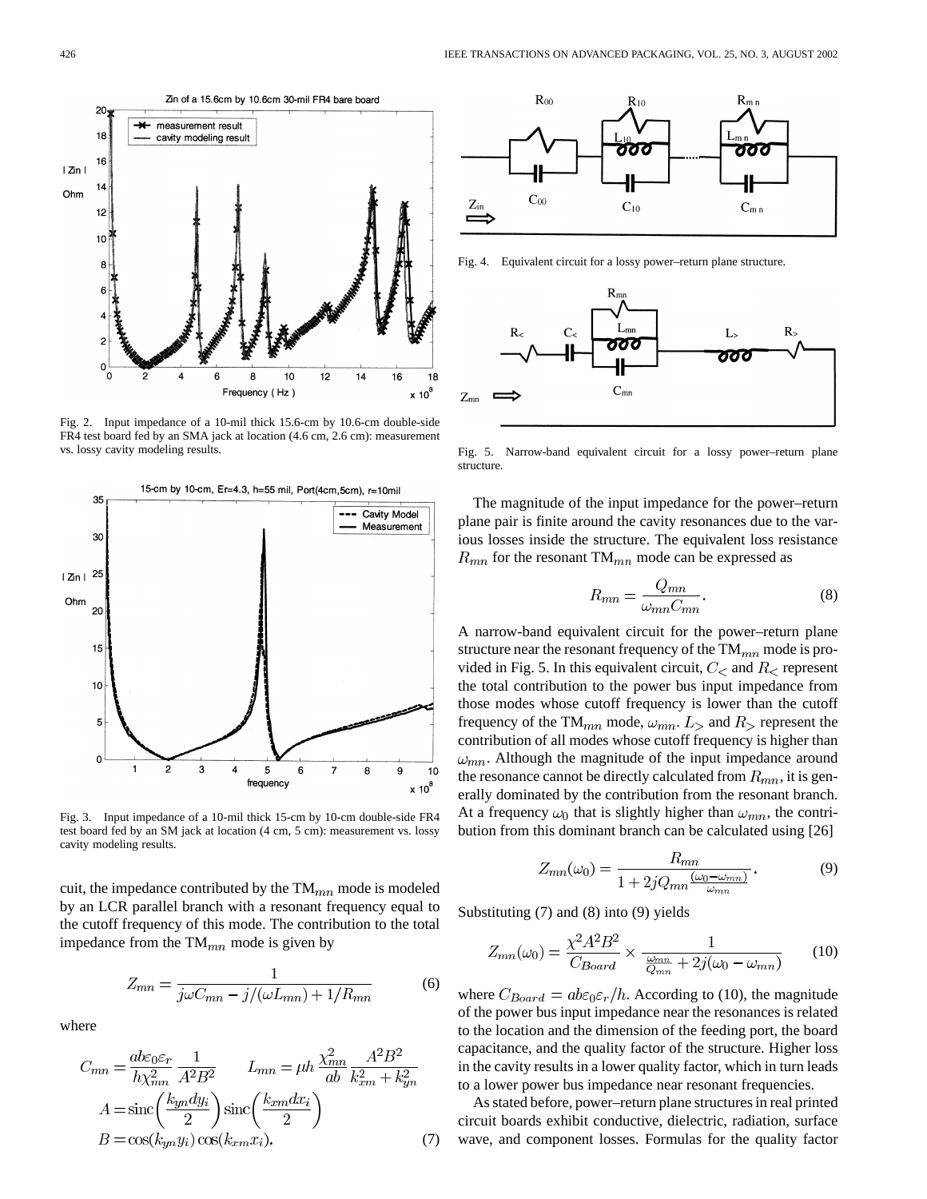Fig. 2. Input impedance of a 10-mil thick 15.6-cm by 10.6-cm double-side FR4 test board fed by an SMA jack at location (4.6 cm, 2.6 cm): measurement vs. lossy cavity modeling results.

Fig. 3. Input impedance of a 10-mil thick 15-cm by 10-cm double-side FR4 test board fed by an SM jack at location (4 cm, 5 cm): measurement vs. lossy cavity modeling results.

cuit, the impedance contributed by the $\mathrm{TM}_{mn}$ mode is modeled by an LCR parallel branch with a resonant frequency equal to the cutoff frequency of this mode. The contribution to the total impedance from the $\mathrm{TM}_{mn}$ mode is given by

$$Z_{mn} = \frac{1}{j\omega C_{mn} - j/(\omega L_{mn}) + 1/R_{mn}} \tag{6}$$

where

$$\begin{aligned} C_{mn} &= \frac{ab\varepsilon_0\varepsilon_r}{h\chi_{mn}^2}\,\frac{1}{A^2B^2} \qquad L_{mn} = \mu h\,\frac{\chi_{mn}^2}{ab}\,\frac{A^2B^2}{k_{xm}^2 + k_{yn}^2} \\ A &= \mathrm{sinc}\left(\frac{k_{yn}dy_i}{2}\right)\mathrm{sinc}\left(\frac{k_{xm}dx_i}{2}\right) \\ B &= \cos(k_{yn}y_i)\cos(k_{xm}x_i). \end{aligned} \tag{7}$$

Fig. 4. Equivalent circuit for a lossy power–return plane structure.

Fig. 5. Narrow-band equivalent circuit for a lossy power–return plane structure.

The magnitude of the input impedance for the power–return plane pair is finite around the cavity resonances due to the various losses inside the structure. The equivalent loss resistance $R_{mn}$ for the resonant $\mathrm{TM}_{mn}$ mode can be expressed as

$$R_{mn} = \frac{Q_{mn}}{\omega_{mn} C_{mn}}. \tag{8}$$

A narrow-band equivalent circuit for the power–return plane structure near the resonant frequency of the $\mathrm{TM}_{mn}$ mode is provided in Fig. 5. In this equivalent circuit, $C_<$ and $R_<$ represent the total contribution to the power bus input impedance from those modes whose cutoff frequency is lower than the cutoff frequency of the $\mathrm{TM}_{mn}$ mode, $\omega_{mn}$. $L_>$ and $R_>$ represent the contribution of all modes whose cutoff frequency is higher than $\omega_{mn}$. Although the magnitude of the input impedance around the resonance cannot be directly calculated from $R_{mn}$, it is generally dominated by the contribution from the resonant branch. At a frequency $\omega_0$ that is slightly higher than $\omega_{mn}$, the contribution from this dominant branch can be calculated using [26]

$$Z_{mn}(\omega_0) = \frac{R_{mn}}{1 + 2jQ_{mn}\frac{(\omega_0 - \omega_{mn})}{\omega_{mn}}}. \tag{9}$$

Substituting (7) and (8) into (9) yields

$$Z_{mn}(\omega_0) = \frac{\chi^2 A^2 B^2}{C_{Board}} \times \frac{1}{\frac{\omega_{mn}}{Q_{mn}} + 2j(\omega_0 - \omega_{mn})} \tag{10}$$

where $C_{Board} = ab\varepsilon_0\varepsilon_r/h$. According to (10), the magnitude of the power bus input impedance near the resonances is related to the location and the dimension of the feeding port, the board capacitance, and the quality factor of the structure. Higher loss in the cavity results in a lower quality factor, which in turn leads to a lower power bus impedance near resonant frequencies.

As stated before, power–return plane structures in real printed circuit boards exhibit conductive, dielectric, radiation, surface wave, and component losses. Formulas for the quality factor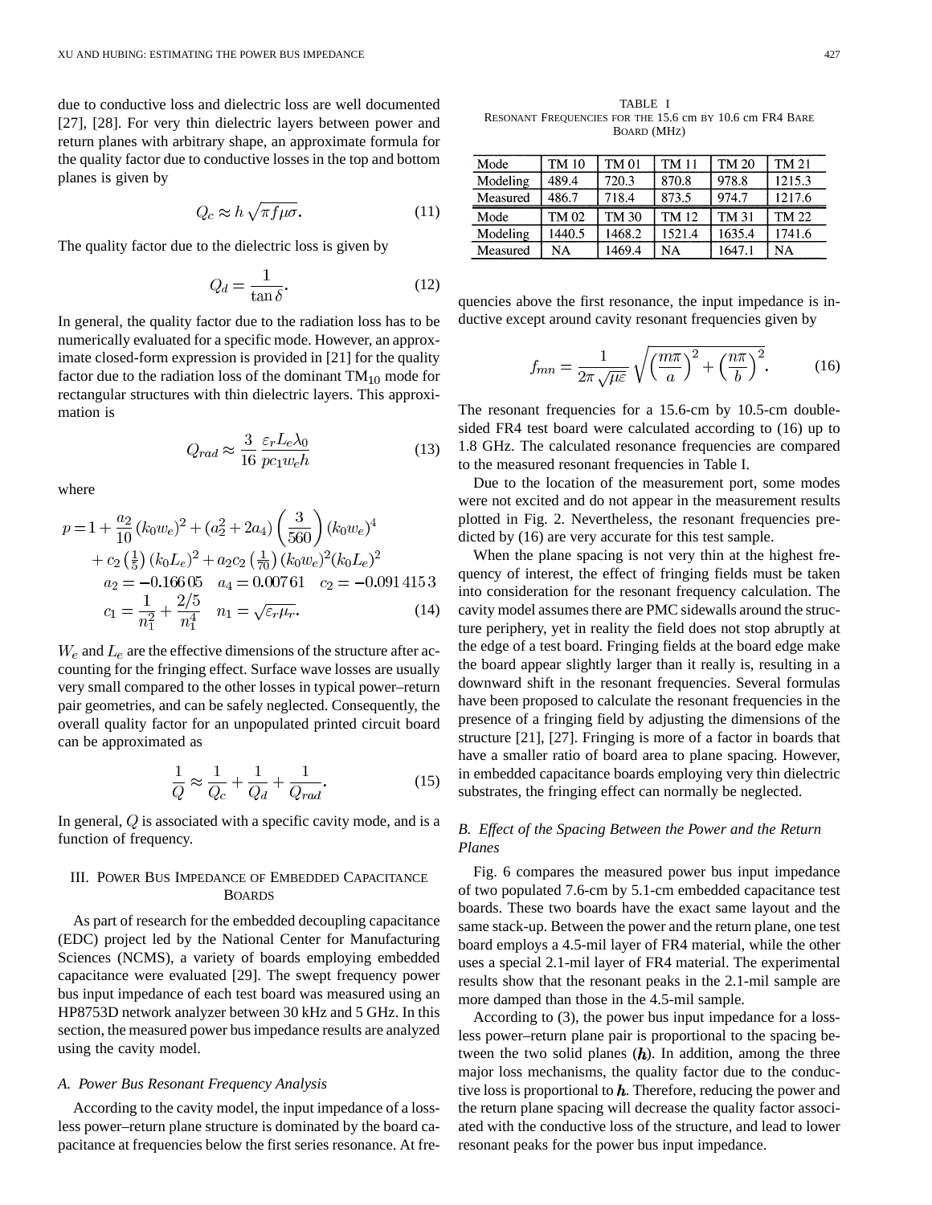due to conductive loss and dielectric loss are well documented [27], [28]. For very thin dielectric layers between power and return planes with arbitrary shape, an approximate formula for the quality factor due to conductive losses in the top and bottom planes is given by

$$Q_c \approx h\sqrt{\pi f \mu \sigma}. \tag{11}$$

The quality factor due to the dielectric loss is given by

$$Q_d = \frac{1}{\tan\delta}. \tag{12}$$

In general, the quality factor due to the radiation loss has to be numerically evaluated for a specific mode. However, an approximate closed-form expression is provided in [21] for the quality factor due to the radiation loss of the dominant $TM_{10}$ mode for rectangular structures with thin dielectric layers. This approximation is

$$Q_{rad} \approx \frac{3}{16}\frac{\varepsilon_r L_e \lambda_0}{p c_1 w_e h} \tag{13}$$

where

$$\begin{aligned} p = {} & 1 + \frac{a_2}{10}(k_0 w_e)^2 + (a_2^2 + 2a_4)\left(\frac{3}{560}\right)(k_0 w_e)^4 \\ & + c_2\left(\tfrac{1}{5}\right)(k_0 L_e)^2 + a_2 c_2\left(\tfrac{1}{70}\right)(k_0 w_e)^2 (k_0 L_e)^2 \\ & a_2 = -0.166\,05 \quad a_4 = 0.007\,61 \quad c_2 = -0.091\,415\,3 \\ & c_1 = \frac{1}{n_1^2} + \frac{2/5}{n_1^4} \quad n_1 = \sqrt{\varepsilon_r \mu_r}. \end{aligned} \tag{14}$$

$W_e$ and $L_e$ are the effective dimensions of the structure after accounting for the fringing effect. Surface wave losses are usually very small compared to the other losses in typical power–return pair geometries, and can be safely neglected. Consequently, the overall quality factor for an unpopulated printed circuit board can be approximated as

$$\frac{1}{Q} \approx \frac{1}{Q_c} + \frac{1}{Q_d} + \frac{1}{Q_{rad}}. \tag{15}$$

In general, $Q$ is associated with a specific cavity mode, and is a function of frequency.

## III. Power Bus Impedance of Embedded Capacitance Boards

As part of research for the embedded decoupling capacitance (EDC) project led by the National Center for Manufacturing Sciences (NCMS), a variety of boards employing embedded capacitance were evaluated [29]. The swept frequency power bus input impedance of each test board was measured using an HP8753D network analyzer between 30 kHz and 5 GHz. In this section, the measured power bus impedance results are analyzed using the cavity model.

### A. Power Bus Resonant Frequency Analysis

According to the cavity model, the input impedance of a lossless power–return plane structure is dominated by the board capacitance at frequencies below the first series resonance. At frequencies above the first resonance, the input impedance is inductive except around cavity resonant frequencies given by

$$f_{mn} = \frac{1}{2\pi\sqrt{\mu\varepsilon}}\sqrt{\left(\frac{m\pi}{a}\right)^2 + \left(\frac{n\pi}{b}\right)^2}. \tag{16}$$

The resonant frequencies for a 15.6-cm by 10.5-cm double-sided FR4 test board were calculated according to (16) up to 1.8 GHz. The calculated resonance frequencies are compared to the measured resonant frequencies in Table I.

TABLE I
Resonant Frequencies for the 15.6 cm by 10.6 cm FR4 Bare Board (MHz)

| Mode | TM 10 | TM 01 | TM 11 | TM 20 | TM 21 |
|---|---|---|---|---|---|
| Modeling | 489.4 | 720.3 | 870.8 | 978.8 | 1215.3 |
| Measured | 486.7 | 718.4 | 873.5 | 974.7 | 1217.6 |
| Mode | TM 02 | TM 30 | TM 12 | TM 31 | TM 22 |
| Modeling | 1440.5 | 1468.2 | 1521.4 | 1635.4 | 1741.6 |
| Measured | NA | 1469.4 | NA | 1647.1 | NA |

Due to the location of the measurement port, some modes were not excited and do not appear in the measurement results plotted in Fig. 2. Nevertheless, the resonant frequencies predicted by (16) are very accurate for this test sample.

When the plane spacing is not very thin at the highest frequency of interest, the effect of fringing fields must be taken into consideration for the resonant frequency calculation. The cavity model assumes there are PMC sidewalls around the structure periphery, yet in reality the field does not stop abruptly at the edge of a test board. Fringing fields at the board edge make the board appear slightly larger than it really is, resulting in a downward shift in the resonant frequencies. Several formulas have been proposed to calculate the resonant frequencies in the presence of a fringing field by adjusting the dimensions of the structure [21], [27]. Fringing is more of a factor in boards that have a smaller ratio of board area to plane spacing. However, in embedded capacitance boards employing very thin dielectric substrates, the fringing effect can normally be neglected.

### B. Effect of the Spacing Between the Power and the Return Planes

Fig. 6 compares the measured power bus input impedance of two populated 7.6-cm by 5.1-cm embedded capacitance test boards. These two boards have the exact same layout and the same stack-up. Between the power and the return plane, one test board employs a 4.5-mil layer of FR4 material, while the other uses a special 2.1-mil layer of FR4 material. The experimental results show that the resonant peaks in the 2.1-mil sample are more damped than those in the 4.5-mil sample.

According to (3), the power bus input impedance for a lossless power–return plane pair is proportional to the spacing between the two solid planes ($h$). In addition, among the three major loss mechanisms, the quality factor due to the conductive loss is proportional to $h$. Therefore, reducing the power and the return plane spacing will decrease the quality factor associated with the conductive loss of the structure, and lead to lower resonant peaks for the power bus input impedance.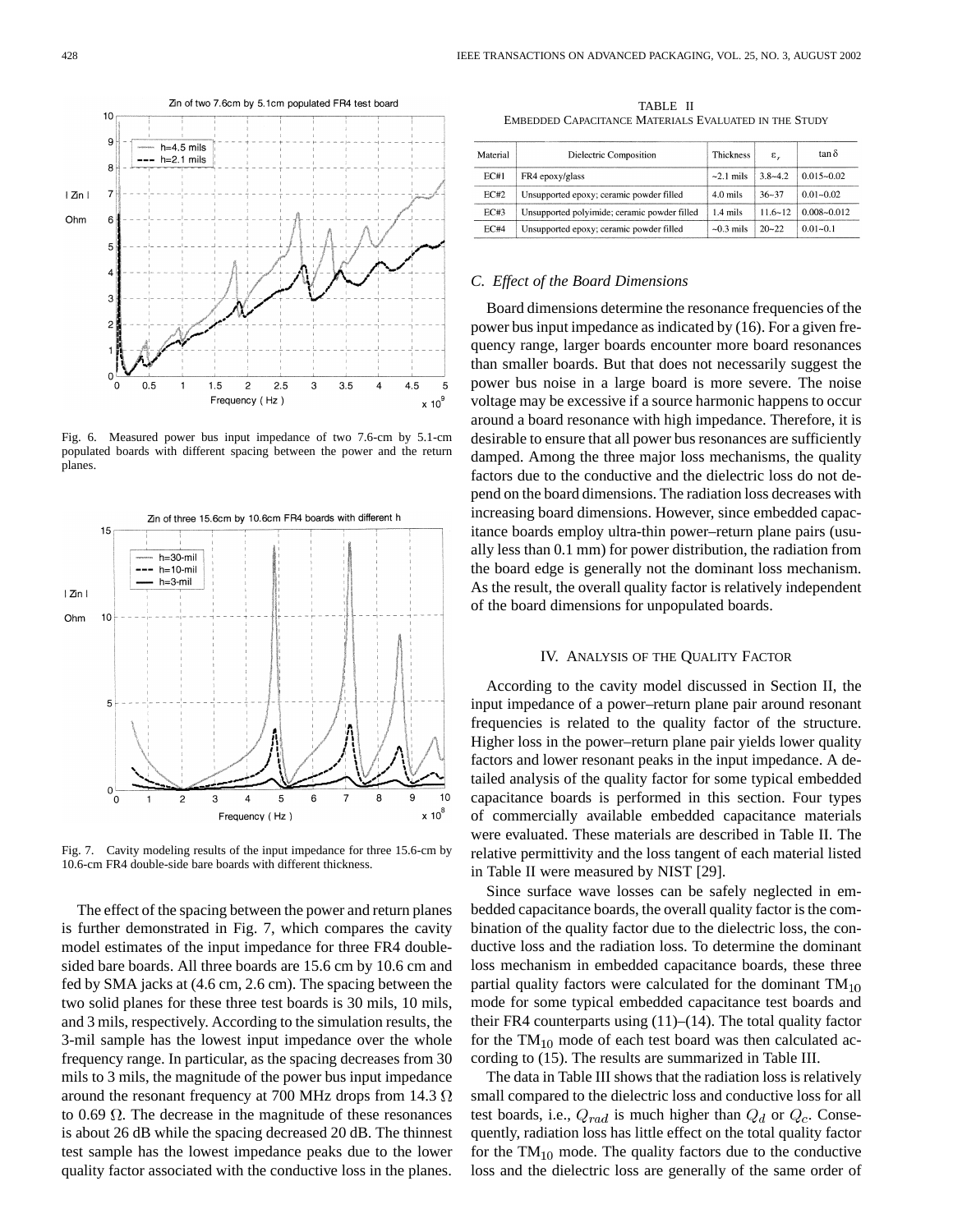Fig. 6. Measured power bus input impedance of two 7.6-cm by 5.1-cm populated boards with different spacing between the power and the return planes.

Fig. 7. Cavity modeling results of the input impedance for three 15.6-cm by 10.6-cm FR4 double-side bare boards with different thickness.

The effect of the spacing between the power and return planes is further demonstrated in Fig. 7, which compares the cavity model estimates of the input impedance for three FR4 double-sided bare boards. All three boards are 15.6 cm by 10.6 cm and fed by SMA jacks at (4.6 cm, 2.6 cm). The spacing between the two solid planes for these three test boards is 30 mils, 10 mils, and 3 mils, respectively. According to the simulation results, the 3-mil sample has the lowest input impedance over the whole frequency range. In particular, as the spacing decreases from 30 mils to 3 mils, the magnitude of the power bus input impedance around the resonant frequency at 700 MHz drops from 14.3 Ω to 0.69 Ω. The decrease in the magnitude of these resonances is about 26 dB while the spacing decreased 20 dB. The thinnest test sample has the lowest impedance peaks due to the lower quality factor associated with the conductive loss in the planes.

TABLE II
EMBEDDED CAPACITANCE MATERIALS EVALUATED IN THE STUDY

| Material | Dielectric Composition | Thickness | $\varepsilon_r$ | $\tan\delta$ |
|---|---|---|---|---|
| EC#1 | FR4 epoxy/glass | ~2.1 mils | 3.8~4.2 | 0.015~0.02 |
| EC#2 | Unsupported epoxy; ceramic powder filled | 4.0 mils | 36~37 | 0.01~0.02 |
| EC#3 | Unsupported polyimide; ceramic powder filled | 1.4 mils | 11.6~12 | 0.008~0.012 |
| EC#4 | Unsupported epoxy; ceramic powder filled | ~0.3 mils | 20~22 | 0.01~0.1 |

### C. Effect of the Board Dimensions

Board dimensions determine the resonance frequencies of the power bus input impedance as indicated by (16). For a given frequency range, larger boards encounter more board resonances than smaller boards. But that does not necessarily suggest the power bus noise in a large board is more severe. The noise voltage may be excessive if a source harmonic happens to occur around a board resonance with high impedance. Therefore, it is desirable to ensure that all power bus resonances are sufficiently damped. Among the three major loss mechanisms, the quality factors due to the conductive and the dielectric loss do not depend on the board dimensions. The radiation loss decreases with increasing board dimensions. However, since embedded capacitance boards employ ultra-thin power–return plane pairs (usually less than 0.1 mm) for power distribution, the radiation from the board edge is generally not the dominant loss mechanism. As the result, the overall quality factor is relatively independent of the board dimensions for unpopulated boards.

## IV. Analysis of the Quality Factor

According to the cavity model discussed in Section II, the input impedance of a power–return plane pair around resonant frequencies is related to the quality factor of the structure. Higher loss in the power–return plane pair yields lower quality factors and lower resonant peaks in the input impedance. A detailed analysis of the quality factor for some typical embedded capacitance boards is performed in this section. Four types of commercially available embedded capacitance materials were evaluated. These materials are described in Table II. The relative permittivity and the loss tangent of each material listed in Table II were measured by NIST [29].

Since surface wave losses can be safely neglected in embedded capacitance boards, the overall quality factor is the combination of the quality factor due to the dielectric loss, the conductive loss and the radiation loss. To determine the dominant loss mechanism in embedded capacitance boards, these three partial quality factors were calculated for the dominant $TM_{10}$ mode for some typical embedded capacitance test boards and their FR4 counterparts using (11)–(14). The total quality factor for the $TM_{10}$ mode of each test board was then calculated according to (15). The results are summarized in Table III.

The data in Table III shows that the radiation loss is relatively small compared to the dielectric loss and conductive loss for all test boards, i.e., $Q_{rad}$ is much higher than $Q_d$ or $Q_c$. Consequently, radiation loss has little effect on the total quality factor for the $TM_{10}$ mode. The quality factors due to the conductive loss and the dielectric loss are generally of the same order of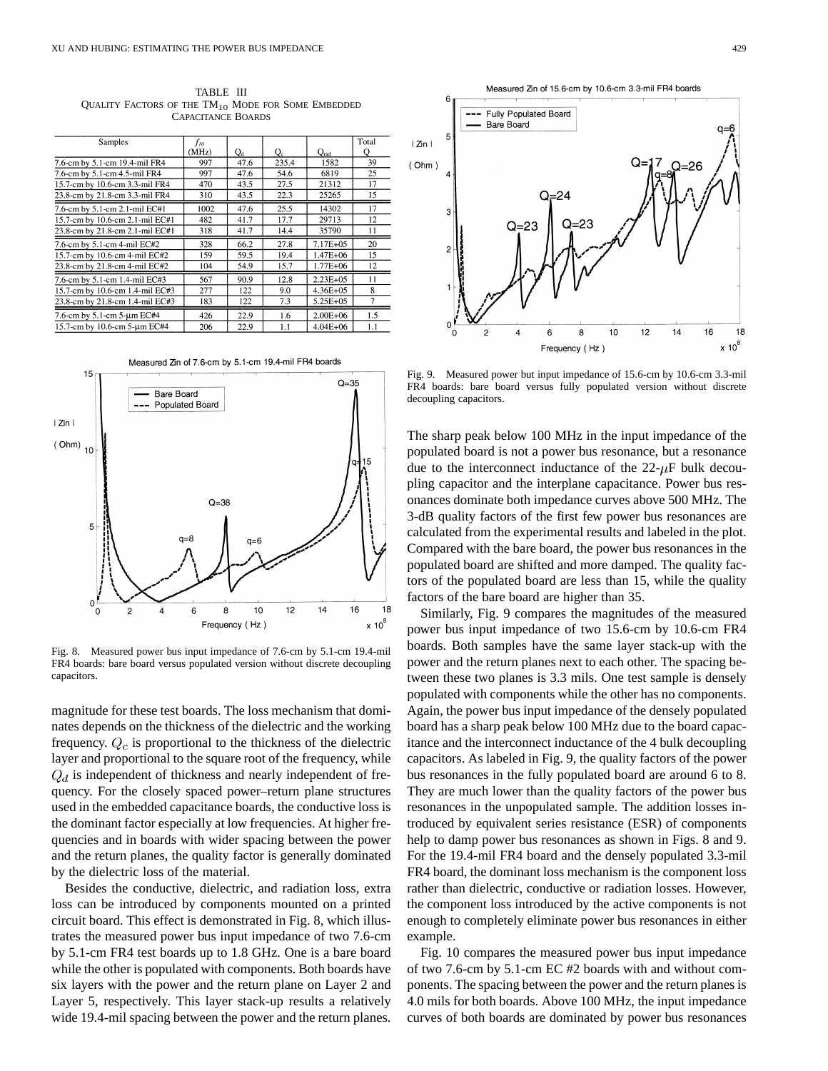TABLE III
QUALITY FACTORS OF THE $TM_{10}$ MODE FOR SOME EMBEDDED CAPACITANCE BOARDS

| Samples | $f_{10}$ (MHz) | $Q_d$ | $Q_c$ | $Q_{rad}$ | Total Q |
|---|---|---|---|---|---|
| 7.6-cm by 5.1-cm 19.4-mil FR4 | 997 | 47.6 | 235.4 | 1582 | 39 |
| 7.6-cm by 5.1-cm 4.5-mil FR4 | 997 | 47.6 | 54.6 | 6819 | 25 |
| 15.7-cm by 10.6-cm 3.3-mil FR4 | 470 | 43.5 | 27.5 | 21312 | 17 |
| 23.8-cm by 21.8-cm 3.3-mil FR4 | 310 | 43.5 | 22.3 | 25265 | 15 |
| 7.6-cm by 5.1-cm 2.1-mil EC#1 | 1002 | 47.6 | 25.5 | 14302 | 17 |
| 15.7-cm by 10.6-cm 2.1-mil EC#1 | 482 | 41.7 | 17.7 | 29713 | 12 |
| 23.8-cm by 21.8-cm 2.1-mil EC#1 | 318 | 41.7 | 14.4 | 35790 | 11 |
| 7.6-cm by 5.1-cm 4-mil EC#2 | 328 | 66.2 | 27.8 | 7.17E+05 | 20 |
| 15.7-cm by 10.6-cm 4-mil EC#2 | 159 | 59.5 | 19.4 | 1.47E+06 | 15 |
| 23.8-cm by 21.8-cm 4-mil EC#2 | 104 | 54.9 | 15.7 | 1.77E+06 | 12 |
| 7.6-cm by 5.1-cm 1.4-mil EC#3 | 567 | 90.9 | 12.8 | 2.23E+05 | 11 |
| 15.7-cm by 10.6-cm 1.4-mil EC#3 | 277 | 122 | 9.0 | 4.36E+05 | 8 |
| 23.8-cm by 21.8-cm 1.4-mil EC#3 | 183 | 122 | 7.3 | 5.25E+05 | 7 |
| 7.6-cm by 5.1-cm 5-μm EC#4 | 426 | 22.9 | 1.6 | 2.00E+06 | 1.5 |
| 15.7-cm by 10.6-cm 5-μm EC#4 | 206 | 22.9 | 1.1 | 4.04E+06 | 1.1 |

Fig. 8. Measured power bus input impedance of 7.6-cm by 5.1-cm 19.4-mil FR4 boards: bare board versus populated version without discrete decoupling capacitors.

magnitude for these test boards. The loss mechanism that dominates depends on the thickness of the dielectric and the working frequency. $Q_c$ is proportional to the thickness of the dielectric layer and proportional to the square root of the frequency, while $Q_d$ is independent of thickness and nearly independent of frequency. For the closely spaced power–return plane structures used in the embedded capacitance boards, the conductive loss is the dominant factor especially at low frequencies. At higher frequencies and in boards with wider spacing between the power and the return planes, the quality factor is generally dominated by the dielectric loss of the material.

Besides the conductive, dielectric, and radiation loss, extra loss can be introduced by components mounted on a printed circuit board. This effect is demonstrated in Fig. 8, which illustrates the measured power bus input impedance of two 7.6-cm by 5.1-cm FR4 test boards up to 1.8 GHz. One is a bare board while the other is populated with components. Both boards have six layers with the power and the return plane on Layer 2 and Layer 5, respectively. This layer stack-up results a relatively wide 19.4-mil spacing between the power and the return planes.

Fig. 9. Measured power but input impedance of 15.6-cm by 10.6-cm 3.3-mil FR4 boards: bare board versus fully populated version without discrete decoupling capacitors.

The sharp peak below 100 MHz in the input impedance of the populated board is not a power bus resonance, but a resonance due to the interconnect inductance of the 22-$\mu$F bulk decoupling capacitor and the interplane capacitance. Power bus resonances dominate both impedance curves above 500 MHz. The 3-dB quality factors of the first few power bus resonances are calculated from the experimental results and labeled in the plot. Compared with the bare board, the power bus resonances in the populated board are shifted and more damped. The quality factors of the populated board are less than 15, while the quality factors of the bare board are higher than 35.

Similarly, Fig. 9 compares the magnitudes of the measured power bus input impedance of two 15.6-cm by 10.6-cm FR4 boards. Both samples have the same layer stack-up with the power and the return planes next to each other. The spacing between these two planes is 3.3 mils. One test sample is densely populated with components while the other has no components. Again, the power bus input impedance of the densely populated board has a sharp peak below 100 MHz due to the board capacitance and the interconnect inductance of the 4 bulk decoupling capacitors. As labeled in Fig. 9, the quality factors of the power bus resonances in the fully populated board are around 6 to 8. They are much lower than the quality factors of the power bus resonances in the unpopulated sample. The addition losses introduced by equivalent series resistance (ESR) of components help to damp power bus resonances as shown in Figs. 8 and 9. For the 19.4-mil FR4 board and the densely populated 3.3-mil FR4 board, the dominant loss mechanism is the component loss rather than dielectric, conductive or radiation losses. However, the component loss introduced by the active components is not enough to completely eliminate power bus resonances in either example.

Fig. 10 compares the measured power bus input impedance of two 7.6-cm by 5.1-cm EC #2 boards with and without components. The spacing between the power and the return planes is 4.0 mils for both boards. Above 100 MHz, the input impedance curves of both boards are dominated by power bus resonances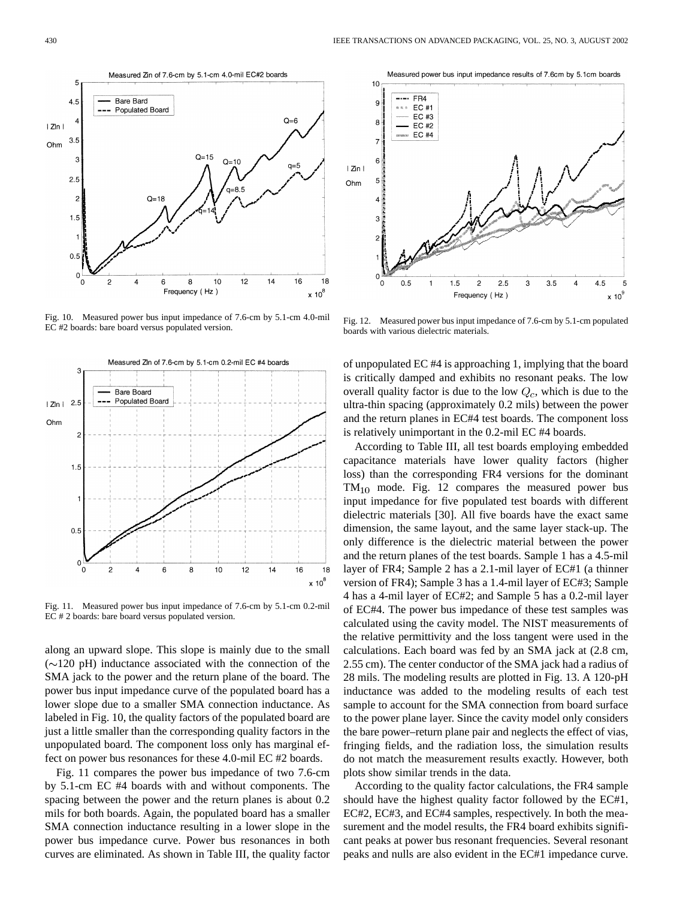Fig. 10. Measured power bus input impedance of 7.6-cm by 5.1-cm 4.0-mil EC #2 boards: bare board versus populated version.

Fig. 11. Measured power bus input impedance of 7.6-cm by 5.1-cm 0.2-mil EC # 2 boards: bare board versus populated version.

along an upward slope. This slope is mainly due to the small (∼120 pH) inductance associated with the connection of the SMA jack to the power and the return plane of the board. The power bus input impedance curve of the populated board has a lower slope due to a smaller SMA connection inductance. As labeled in Fig. 10, the quality factors of the populated board are just a little smaller than the corresponding quality factors in the unpopulated board. The component loss only has marginal effect on power bus resonances for these 4.0-mil EC #2 boards.

Fig. 11 compares the power bus impedance of two 7.6-cm by 5.1-cm EC #4 boards with and without components. The spacing between the power and the return planes is about 0.2 mils for both boards. Again, the populated board has a smaller SMA connection inductance resulting in a lower slope in the power bus impedance curve. Power bus resonances in both curves are eliminated. As shown in Table III, the quality factor of unpopulated EC #4 is approaching 1, implying that the board is critically damped and exhibits no resonant peaks. The low overall quality factor is due to the low $Q_c$, which is due to the ultra-thin spacing (approximately 0.2 mils) between the power and the return planes in EC#4 test boards. The component loss is relatively unimportant in the 0.2-mil EC #4 boards.

Fig. 12. Measured power bus input impedance of 7.6-cm by 5.1-cm populated boards with various dielectric materials.

According to Table III, all test boards employing embedded capacitance materials have lower quality factors (higher loss) than the corresponding FR4 versions for the dominant $TM_{10}$ mode. Fig. 12 compares the measured power bus input impedance for five populated test boards with different dielectric materials [30]. All five boards have the exact same dimension, the same layout, and the same layer stack-up. The only difference is the dielectric material between the power and the return planes of the test boards. Sample 1 has a 4.5-mil layer of FR4; Sample 2 has a 2.1-mil layer of EC#1 (a thinner version of FR4); Sample 3 has a 1.4-mil layer of EC#3; Sample 4 has a 4-mil layer of EC#2; and Sample 5 has a 0.2-mil layer of EC#4. The power bus impedance of these test samples was calculated using the cavity model. The NIST measurements of the relative permittivity and the loss tangent were used in the calculations. Each board was fed by an SMA jack at (2.8 cm, 2.55 cm). The center conductor of the SMA jack had a radius of 28 mils. The modeling results are plotted in Fig. 13. A 120-pH inductance was added to the modeling results of each test sample to account for the SMA connection from board surface to the power plane layer. Since the cavity model only considers the bare power–return plane pair and neglects the effect of vias, fringing fields, and the radiation loss, the simulation results do not match the measurement results exactly. However, both plots show similar trends in the data.

According to the quality factor calculations, the FR4 sample should have the highest quality factor followed by the EC#1, EC#2, EC#3, and EC#4 samples, respectively. In both the measurement and the model results, the FR4 board exhibits significant peaks at power bus resonant frequencies. Several resonant peaks and nulls are also evident in the EC#1 impedance curve.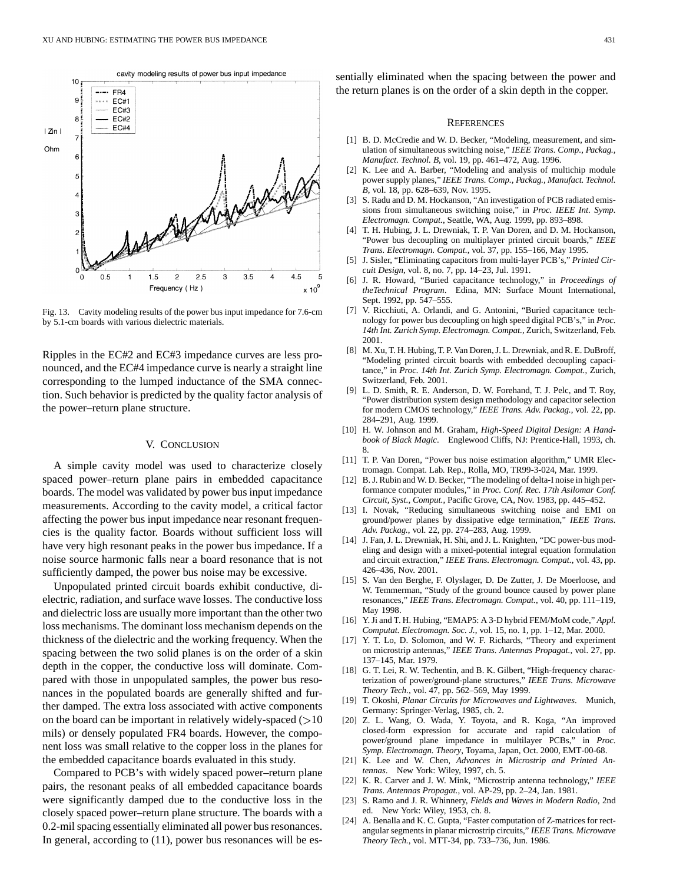Fig. 13. Cavity modeling results of the power bus input impedance for 7.6-cm by 5.1-cm boards with various dielectric materials.

Ripples in the EC#2 and EC#3 impedance curves are less pronounced, and the EC#4 impedance curve is nearly a straight line corresponding to the lumped inductance of the SMA connection. Such behavior is predicted by the quality factor analysis of the power–return plane structure.

## V. Conclusion

A simple cavity model was used to characterize closely spaced power–return plane pairs in embedded capacitance boards. The model was validated by power bus input impedance measurements. According to the cavity model, a critical factor affecting the power bus input impedance near resonant frequencies is the quality factor. Boards without sufficient loss will have very high resonant peaks in the power bus impedance. If a noise source harmonic falls near a board resonance that is not sufficiently damped, the power bus noise may be excessive.

Unpopulated printed circuit boards exhibit conductive, dielectric, radiation, and surface wave losses. The conductive loss and dielectric loss are usually more important than the other two loss mechanisms. The dominant loss mechanism depends on the thickness of the dielectric and the working frequency. When the spacing between the two solid planes is on the order of a skin depth in the copper, the conductive loss will dominate. Compared with those in unpopulated samples, the power bus resonances in the populated boards are generally shifted and further damped. The extra loss associated with active components on the board can be important in relatively widely-spaced ($>10$ mils) or densely populated FR4 boards. However, the component loss was small relative to the copper loss in the planes for the embedded capacitance boards evaluated in this study.

Compared to PCB's with widely spaced power–return plane pairs, the resonant peaks of all embedded capacitance boards were significantly damped due to the conductive loss in the closely spaced power–return plane structure. The boards with a 0.2-mil spacing essentially eliminated all power bus resonances. In general, according to (11), power bus resonances will be essentially eliminated when the spacing between the power and the return planes is on the order of a skin depth in the copper.

## References

[1] B. D. McCredie and W. D. Becker, "Modeling, measurement, and simulation of simultaneous switching noise," *IEEE Trans. Comp., Packag., Manufact. Technol. B*, vol. 19, pp. 461–472, Aug. 1996.

[2] K. Lee and A. Barber, "Modeling and analysis of multichip module power supply planes," *IEEE Trans. Comp., Packag., Manufact. Technol. B*, vol. 18, pp. 628–639, Nov. 1995.

[3] S. Radu and D. M. Hockanson, "An investigation of PCB radiated emissions from simultaneous switching noise," in *Proc. IEEE Int. Symp. Electromagn. Compat.*, Seattle, WA, Aug. 1999, pp. 893–898.

[4] T. H. Hubing, J. L. Drewniak, T. P. Van Doren, and D. M. Hockanson, "Power bus decoupling on multiplayer printed circuit boards," *IEEE Trans. Electromagn. Compat.*, vol. 37, pp. 155–166, May 1995.

[5] J. Sisler, "Eliminating capacitors from multi-layer PCB's," *Printed Circuit Design*, vol. 8, no. 7, pp. 14–23, Jul. 1991.

[6] J. R. Howard, "Buried capacitance technology," in *Proceedings of theTechnical Program*. Edina, MN: Surface Mount International, Sept. 1992, pp. 547–555.

[7] V. Ricchiuti, A. Orlandi, and G. Antonini, "Buried capacitance technology for power bus decoupling on high speed digital PCB's," in *Proc. 14th Int. Zurich Symp. Electromagn. Compat.*, Zurich, Switzerland, Feb. 2001.

[8] M. Xu, T. H. Hubing, T. P. Van Doren, J. L. Drewniak, and R. E. DuBroff, "Modeling printed circuit boards with embedded decoupling capacitance," in *Proc. 14th Int. Zurich Symp. Electromagn. Compat.*, Zurich, Switzerland, Feb. 2001.

[9] L. D. Smith, R. E. Anderson, D. W. Forehand, T. J. Pelc, and T. Roy, "Power distribution system design methodology and capacitor selection for modern CMOS technology," *IEEE Trans. Adv. Packag.*, vol. 22, pp. 284–291, Aug. 1999.

[10] H. W. Johnson and M. Graham, *High-Speed Digital Design: A Handbook of Black Magic*. Englewood Cliffs, NJ: Prentice-Hall, 1993, ch. 8.

[11] T. P. Van Doren, "Power bus noise estimation algorithm," UMR Electromagn. Compat. Lab. Rep., Rolla, MO, TR99-3-024, Mar. 1999.

[12] B. J. Rubin and W. D. Becker, "The modeling of delta-I noise in high performance computer modules," in *Proc. Conf. Rec. 17th Asilomar Conf. Circuit, Syst., Comput.*, Pacific Grove, CA, Nov. 1983, pp. 445–452.

[13] I. Novak, "Reducing simultaneous switching noise and EMI on ground/power planes by dissipative edge termination," *IEEE Trans. Adv. Packag.*, vol. 22, pp. 274–283, Aug. 1999.

[14] J. Fan, J. L. Drewniak, H. Shi, and J. L. Knighten, "DC power-bus modeling and design with a mixed-potential integral equation formulation and circuit extraction," *IEEE Trans. Electromagn. Compat.*, vol. 43, pp. 426–436, Nov. 2001.

[15] S. Van den Berghe, F. Olyslager, D. De Zutter, J. De Moerloose, and W. Temmerman, "Study of the ground bounce caused by power plane resonances," *IEEE Trans. Electromagn. Compat.*, vol. 40, pp. 111–119, May 1998.

[16] Y. Ji and T. H. Hubing, "EMAP5: A 3-D hybrid FEM/MoM code," *Appl. Computat. Electromagn. Soc. J.*, vol. 15, no. 1, pp. 1–12, Mar. 2000.

[17] Y. T. Lo, D. Solomon, and W. F. Richards, "Theory and experiment on microstrip antennas," *IEEE Trans. Antennas Propagat.*, vol. 27, pp. 137–145, Mar. 1979.

[18] G. T. Lei, R. W. Techentin, and B. K. Gilbert, "High-frequency characterization of power/ground-plane structures," *IEEE Trans. Microwave Theory Tech.*, vol. 47, pp. 562–569, May 1999.

[19] T. Okoshi, *Planar Circuits for Microwaves and Lightwaves*. Munich, Germany: Springer-Verlag, 1985, ch. 2.

[20] Z. L. Wang, O. Wada, Y. Toyota, and R. Koga, "An improved closed-form expression for accurate and rapid calculation of power/ground plane impedance in multilayer PCBs," in *Proc. Symp. Electromagn. Theory*, Toyama, Japan, Oct. 2000, EMT-00-68.

[21] K. Lee and W. Chen, *Advances in Microstrip and Printed Antennas*. New York: Wiley, 1997, ch. 5.

[22] K. R. Carver and J. W. Mink, "Microstrip antenna technology," *IEEE Trans. Antennas Propagat.*, vol. AP-29, pp. 2–24, Jan. 1981.

[23] S. Ramo and J. R. Whinnery, *Fields and Waves in Modern Radio*, 2nd ed. New York: Wiley, 1953, ch. 8.

[24] A. Benalla and K. C. Gupta, "Faster computation of Z-matrices for rectangular segments in planar microstrip circuits," *IEEE Trans. Microwave Theory Tech.*, vol. MTT-34, pp. 733–736, Jun. 1986.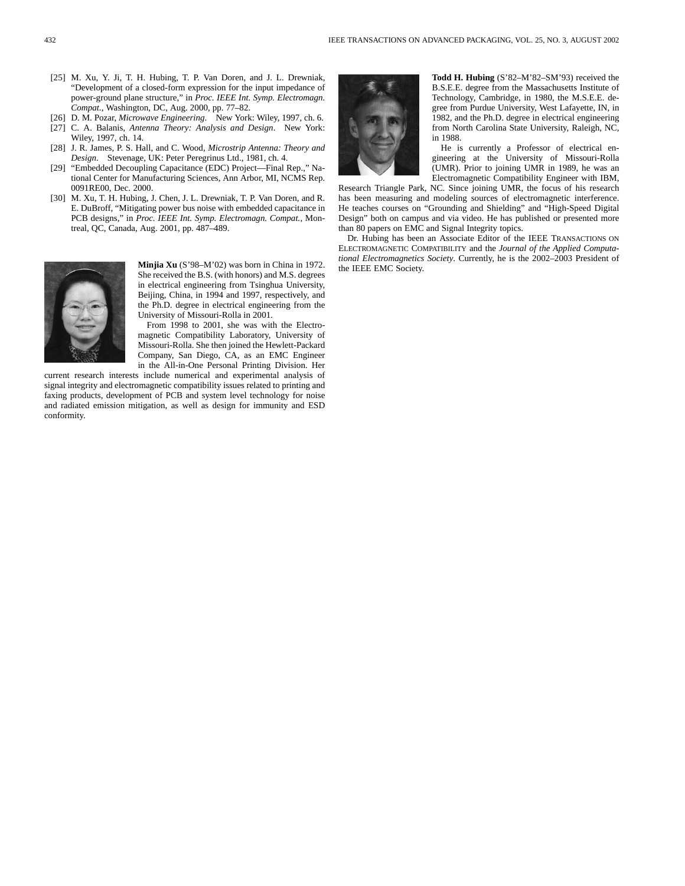[25] M. Xu, Y. Ji, T. H. Hubing, T. P. Van Doren, and J. L. Drewniak, "Development of a closed-form expression for the input impedance of power-ground plane structure," in *Proc. IEEE Int. Symp. Electromagn. Compat.*, Washington, DC, Aug. 2000, pp. 77–82.

[26] D. M. Pozar, *Microwave Engineering*. New York: Wiley, 1997, ch. 6.

[27] C. A. Balanis, *Antenna Theory: Analysis and Design*. New York: Wiley, 1997, ch. 14.

[28] J. R. James, P. S. Hall, and C. Wood, *Microstrip Antenna: Theory and Design*. Stevenage, UK: Peter Peregrinus Ltd., 1981, ch. 4.

[29] "Embedded Decoupling Capacitance (EDC) Project—Final Rep.," National Center for Manufacturing Sciences, Ann Arbor, MI, NCMS Rep. 0091RE00, Dec. 2000.

[30] M. Xu, T. H. Hubing, J. Chen, J. L. Drewniak, T. P. Van Doren, and R. E. DuBroff, "Mitigating power bus noise with embedded capacitance in PCB designs," in *Proc. IEEE Int. Symp. Electromagn. Compat.*, Montreal, QC, Canada, Aug. 2001, pp. 487–489.

**Minjia Xu** (S'98–M'02) was born in China in 1972. She received the B.S. (with honors) and M.S. degrees in electrical engineering from Tsinghua University, Beijing, China, in 1994 and 1997, respectively, and the Ph.D. degree in electrical engineering from the University of Missouri-Rolla in 2001.

From 1998 to 2001, she was with the Electromagnetic Compatibility Laboratory, University of Missouri-Rolla. She then joined the Hewlett-Packard Company, San Diego, CA, as an EMC Engineer in the All-in-One Personal Printing Division. Her current research interests include numerical and experimental analysis of signal integrity and electromagnetic compatibility issues related to printing and faxing products, development of PCB and system level technology for noise and radiated emission mitigation, as well as design for immunity and ESD conformity.

**Todd H. Hubing** (S'82–M'82–SM'93) received the B.S.E.E. degree from the Massachusetts Institute of Technology, Cambridge, in 1980, the M.S.E.E. degree from Purdue University, West Lafayette, IN, in 1982, and the Ph.D. degree in electrical engineering from North Carolina State University, Raleigh, NC, in 1988.

He is currently a Professor of electrical engineering at the University of Missouri-Rolla (UMR). Prior to joining UMR in 1989, he was an Electromagnetic Compatibility Engineer with IBM, Research Triangle Park, NC. Since joining UMR, the focus of his research has been measuring and modeling sources of electromagnetic interference. He teaches courses on "Grounding and Shielding" and "High-Speed Digital Design" both on campus and via video. He has published or presented more than 80 papers on EMC and Signal Integrity topics.

Dr. Hubing has been an Associate Editor of the IEEE Transactions on Electromagnetic Compatibility and the *Journal of the Applied Computational Electromagnetics Society*. Currently, he is the 2002–2003 President of the IEEE EMC Society.